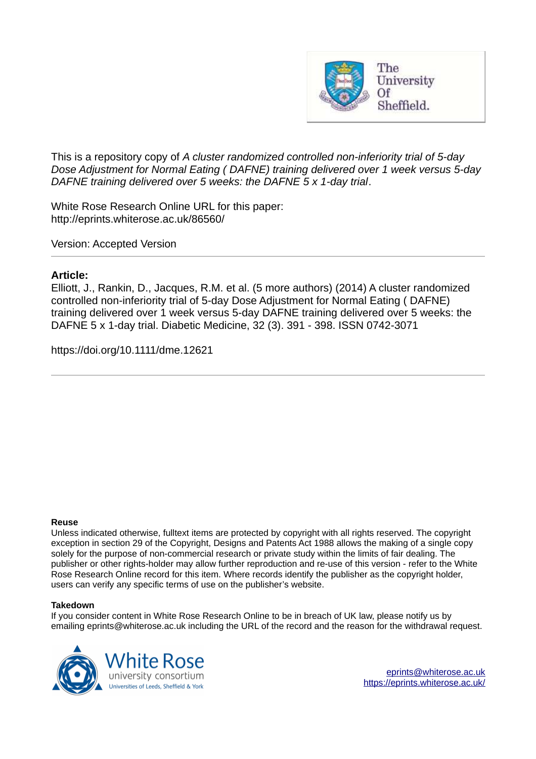This is a repository copy of *A cluster randomized controlled non-inferiority trial of 5-day Dose Adjustment for Normal Eating ( DAFNE) training delivered over 1 week versus 5-day DAFNE training delivered over 5 weeks: the DAFNE 5 x 1-day trial*.

White Rose Research Online URL for this paper:
http://eprints.whiterose.ac.uk/86560/

Version: Accepted Version

**Article:**

Elliott, J., Rankin, D., Jacques, R.M. et al. (5 more authors) (2014) A cluster randomized controlled non-inferiority trial of 5-day Dose Adjustment for Normal Eating ( DAFNE) training delivered over 1 week versus 5-day DAFNE training delivered over 5 weeks: the DAFNE 5 x 1-day trial. Diabetic Medicine, 32 (3). 391 - 398. ISSN 0742-3071

https://doi.org/10.1111/dme.12621

**Reuse**

Unless indicated otherwise, fulltext items are protected by copyright with all rights reserved. The copyright exception in section 29 of the Copyright, Designs and Patents Act 1988 allows the making of a single copy solely for the purpose of non-commercial research or private study within the limits of fair dealing. The publisher or other rights-holder may allow further reproduction and re-use of this version - refer to the White Rose Research Online record for this item. Where records identify the publisher as the copyright holder, users can verify any specific terms of use on the publisher's website.

**Takedown**

If you consider content in White Rose Research Online to be in breach of UK law, please notify us by emailing eprints@whiterose.ac.uk including the URL of the record and the reason for the withdrawal request.

eprints@whiterose.ac.uk
https://eprints.whiterose.ac.uk/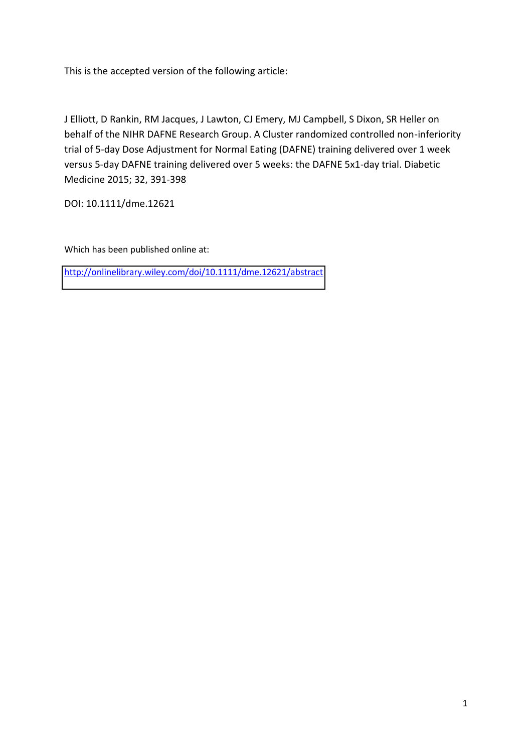This is the accepted version of the following article:

J Elliott, D Rankin, RM Jacques, J Lawton, CJ Emery, MJ Campbell, S Dixon, SR Heller on behalf of the NIHR DAFNE Research Group. A Cluster randomized controlled non-inferiority trial of 5-day Dose Adjustment for Normal Eating (DAFNE) training delivered over 1 week versus 5-day DAFNE training delivered over 5 weeks: the DAFNE 5x1-day trial. Diabetic Medicine 2015; 32, 391-398

DOI: 10.1111/dme.12621

Which has been published online at:

http://onlinelibrary.wiley.com/doi/10.1111/dme.12621/abstract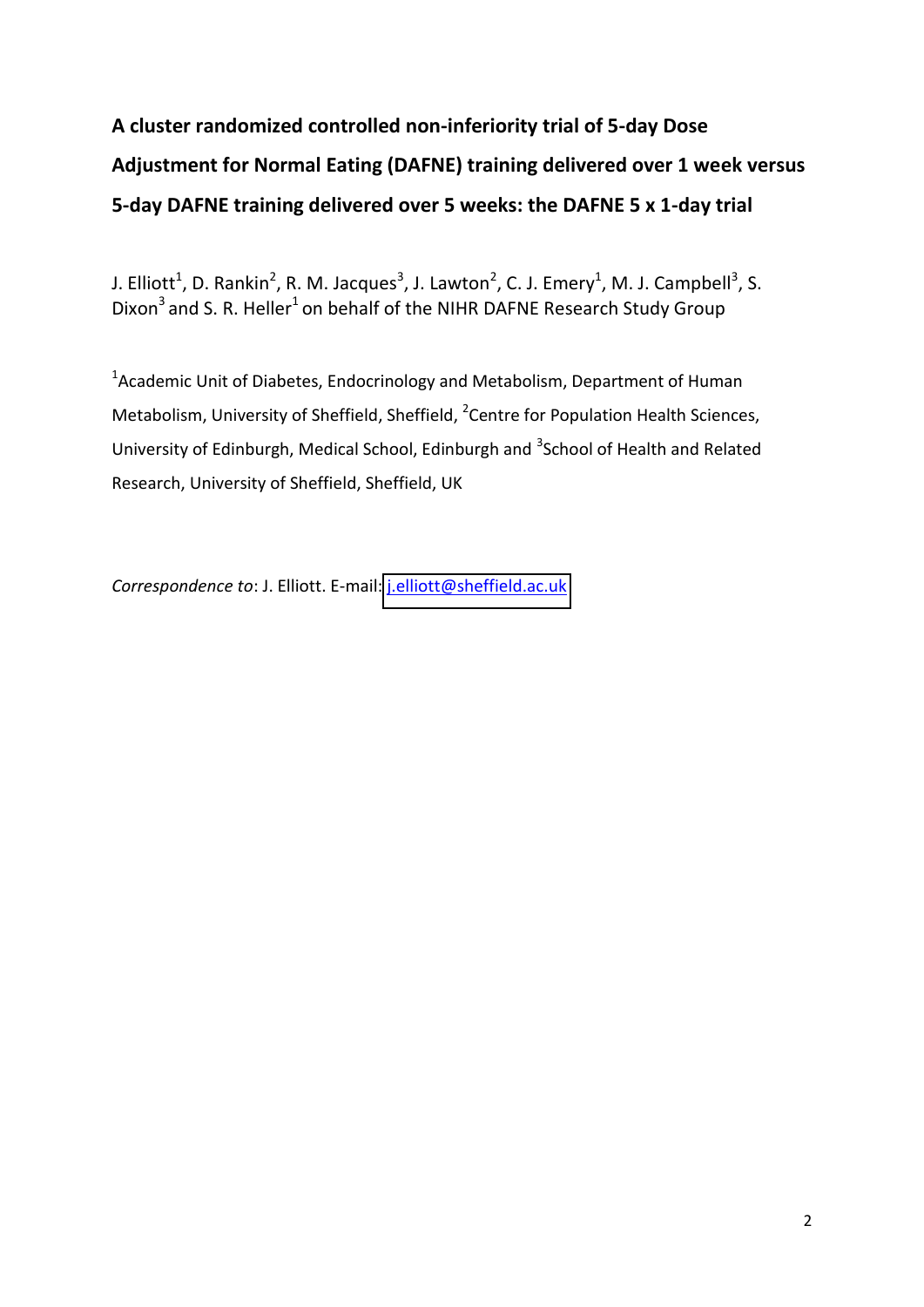# A cluster randomized controlled non-inferiority trial of 5-day Dose Adjustment for Normal Eating (DAFNE) training delivered over 1 week versus 5-day DAFNE training delivered over 5 weeks: the DAFNE 5 x 1-day trial

J. Elliott[1], D. Rankin[2], R. M. Jacques[3], J. Lawton[2], C. J. Emery[1], M. J. Campbell[3], S. Dixon[3] and S. R. Heller[1] on behalf of the NIHR DAFNE Research Study Group

[1]Academic Unit of Diabetes, Endocrinology and Metabolism, Department of Human Metabolism, University of Sheffield, Sheffield, [2]Centre for Population Health Sciences, University of Edinburgh, Medical School, Edinburgh and [3]School of Health and Related Research, University of Sheffield, Sheffield, UK

*Correspondence to*: J. Elliott. E-mail: j.elliott@sheffield.ac.uk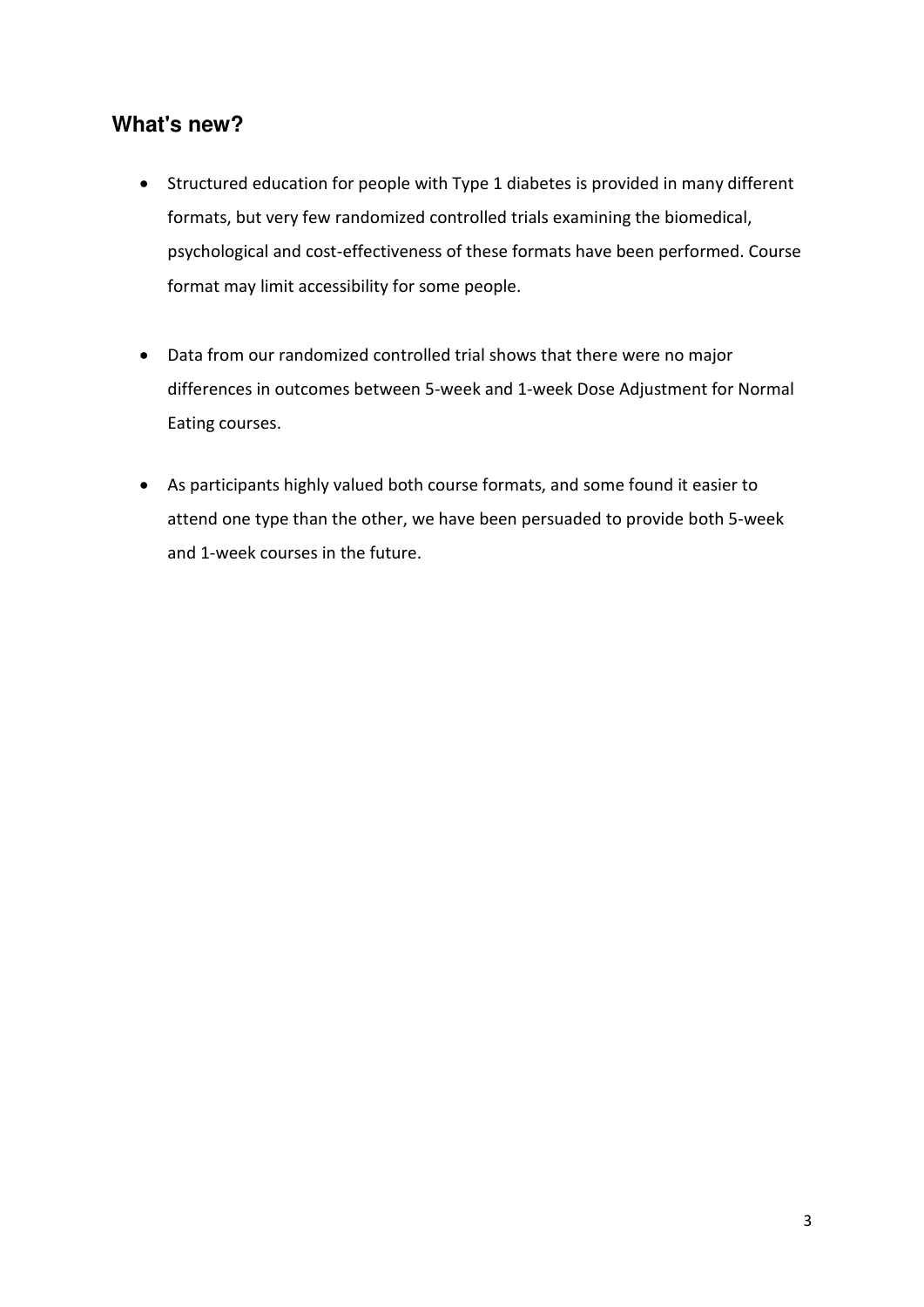## What's new?

- Structured education for people with Type 1 diabetes is provided in many different formats, but very few randomized controlled trials examining the biomedical, psychological and cost-effectiveness of these formats have been performed. Course format may limit accessibility for some people.

- Data from our randomized controlled trial shows that there were no major differences in outcomes between 5-week and 1-week Dose Adjustment for Normal Eating courses.

- As participants highly valued both course formats, and some found it easier to attend one type than the other, we have been persuaded to provide both 5-week and 1-week courses in the future.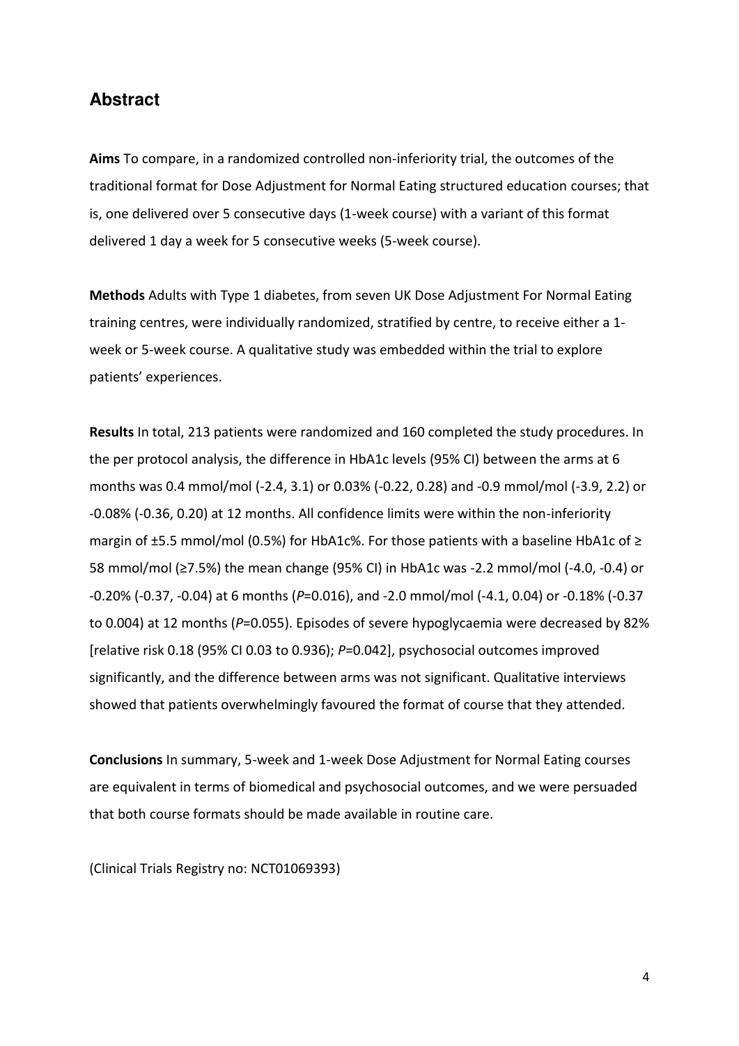## Abstract

**Aims** To compare, in a randomized controlled non-inferiority trial, the outcomes of the traditional format for Dose Adjustment for Normal Eating structured education courses; that is, one delivered over 5 consecutive days (1-week course) with a variant of this format delivered 1 day a week for 5 consecutive weeks (5-week course).

**Methods** Adults with Type 1 diabetes, from seven UK Dose Adjustment For Normal Eating training centres, were individually randomized, stratified by centre, to receive either a 1-week or 5-week course. A qualitative study was embedded within the trial to explore patients' experiences.

**Results** In total, 213 patients were randomized and 160 completed the study procedures. In the per protocol analysis, the difference in HbA1c levels (95% CI) between the arms at 6 months was 0.4 mmol/mol (-2.4, 3.1) or 0.03% (-0.22, 0.28) and -0.9 mmol/mol (-3.9, 2.2) or -0.08% (-0.36, 0.20) at 12 months. All confidence limits were within the non-inferiority margin of ±5.5 mmol/mol (0.5%) for HbA1c%. For those patients with a baseline HbA1c of ≥ 58 mmol/mol (≥7.5%) the mean change (95% CI) in HbA1c was -2.2 mmol/mol (-4.0, -0.4) or -0.20% (-0.37, -0.04) at 6 months (*P*=0.016), and -2.0 mmol/mol (-4.1, 0.04) or -0.18% (-0.37 to 0.004) at 12 months (*P*=0.055). Episodes of severe hypoglycaemia were decreased by 82% [relative risk 0.18 (95% CI 0.03 to 0.936); *P*=0.042], psychosocial outcomes improved significantly, and the difference between arms was not significant. Qualitative interviews showed that patients overwhelmingly favoured the format of course that they attended.

**Conclusions** In summary, 5-week and 1-week Dose Adjustment for Normal Eating courses are equivalent in terms of biomedical and psychosocial outcomes, and we were persuaded that both course formats should be made available in routine care.

(Clinical Trials Registry no: NCT01069393)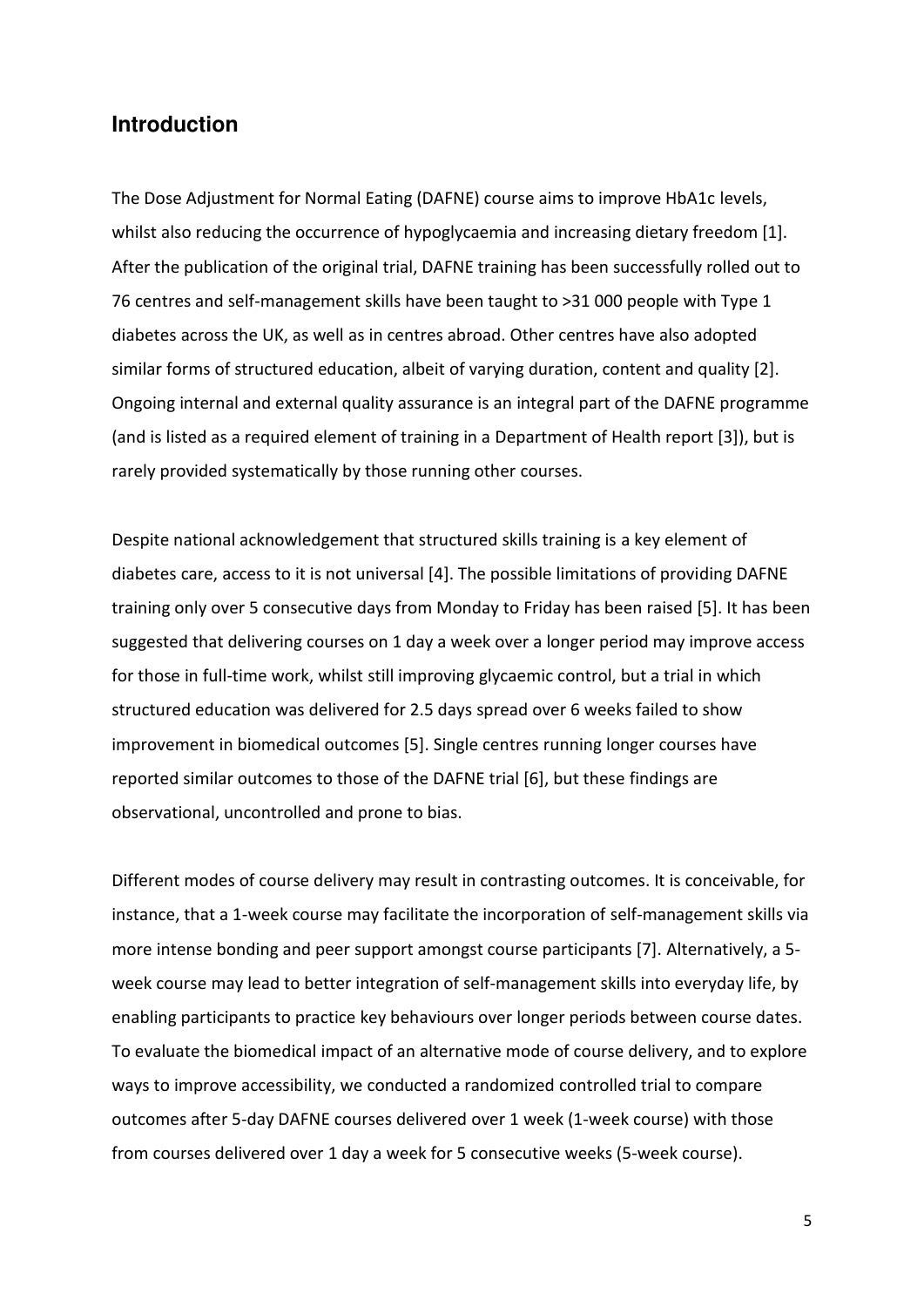## Introduction

The Dose Adjustment for Normal Eating (DAFNE) course aims to improve HbA1c levels, whilst also reducing the occurrence of hypoglycaemia and increasing dietary freedom [1]. After the publication of the original trial, DAFNE training has been successfully rolled out to 76 centres and self-management skills have been taught to >31 000 people with Type 1 diabetes across the UK, as well as in centres abroad. Other centres have also adopted similar forms of structured education, albeit of varying duration, content and quality [2]. Ongoing internal and external quality assurance is an integral part of the DAFNE programme (and is listed as a required element of training in a Department of Health report [3]), but is rarely provided systematically by those running other courses.

Despite national acknowledgement that structured skills training is a key element of diabetes care, access to it is not universal [4]. The possible limitations of providing DAFNE training only over 5 consecutive days from Monday to Friday has been raised [5]. It has been suggested that delivering courses on 1 day a week over a longer period may improve access for those in full-time work, whilst still improving glycaemic control, but a trial in which structured education was delivered for 2.5 days spread over 6 weeks failed to show improvement in biomedical outcomes [5]. Single centres running longer courses have reported similar outcomes to those of the DAFNE trial [6], but these findings are observational, uncontrolled and prone to bias.

Different modes of course delivery may result in contrasting outcomes. It is conceivable, for instance, that a 1-week course may facilitate the incorporation of self-management skills via more intense bonding and peer support amongst course participants [7]. Alternatively, a 5-week course may lead to better integration of self-management skills into everyday life, by enabling participants to practice key behaviours over longer periods between course dates. To evaluate the biomedical impact of an alternative mode of course delivery, and to explore ways to improve accessibility, we conducted a randomized controlled trial to compare outcomes after 5-day DAFNE courses delivered over 1 week (1-week course) with those from courses delivered over 1 day a week for 5 consecutive weeks (5-week course).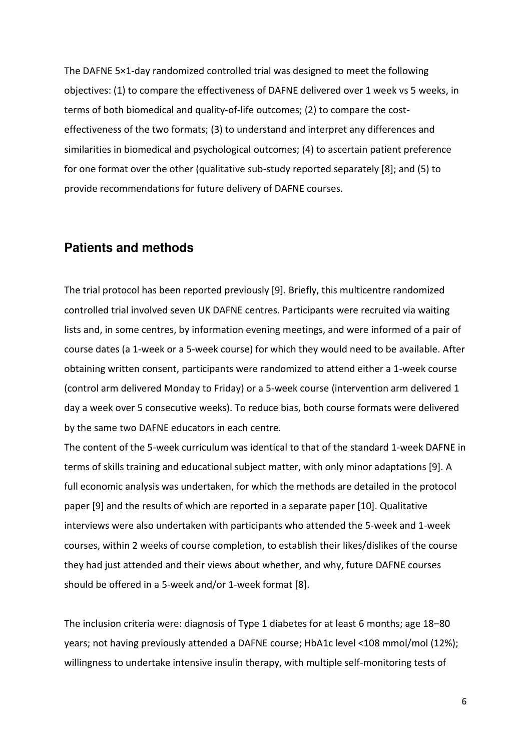The DAFNE 5×1-day randomized controlled trial was designed to meet the following objectives: (1) to compare the effectiveness of DAFNE delivered over 1 week vs 5 weeks, in terms of both biomedical and quality-of-life outcomes; (2) to compare the cost-effectiveness of the two formats; (3) to understand and interpret any differences and similarities in biomedical and psychological outcomes; (4) to ascertain patient preference for one format over the other (qualitative sub-study reported separately [8]; and (5) to provide recommendations for future delivery of DAFNE courses.

## Patients and methods

The trial protocol has been reported previously [9]. Briefly, this multicentre randomized controlled trial involved seven UK DAFNE centres. Participants were recruited via waiting lists and, in some centres, by information evening meetings, and were informed of a pair of course dates (a 1-week or a 5-week course) for which they would need to be available. After obtaining written consent, participants were randomized to attend either a 1-week course (control arm delivered Monday to Friday) or a 5-week course (intervention arm delivered 1 day a week over 5 consecutive weeks). To reduce bias, both course formats were delivered by the same two DAFNE educators in each centre.

The content of the 5-week curriculum was identical to that of the standard 1-week DAFNE in terms of skills training and educational subject matter, with only minor adaptations [9]. A full economic analysis was undertaken, for which the methods are detailed in the protocol paper [9] and the results of which are reported in a separate paper [10]. Qualitative interviews were also undertaken with participants who attended the 5-week and 1-week courses, within 2 weeks of course completion, to establish their likes/dislikes of the course they had just attended and their views about whether, and why, future DAFNE courses should be offered in a 5-week and/or 1-week format [8].

The inclusion criteria were: diagnosis of Type 1 diabetes for at least 6 months; age 18–80 years; not having previously attended a DAFNE course; HbA1c level <108 mmol/mol (12%); willingness to undertake intensive insulin therapy, with multiple self-monitoring tests of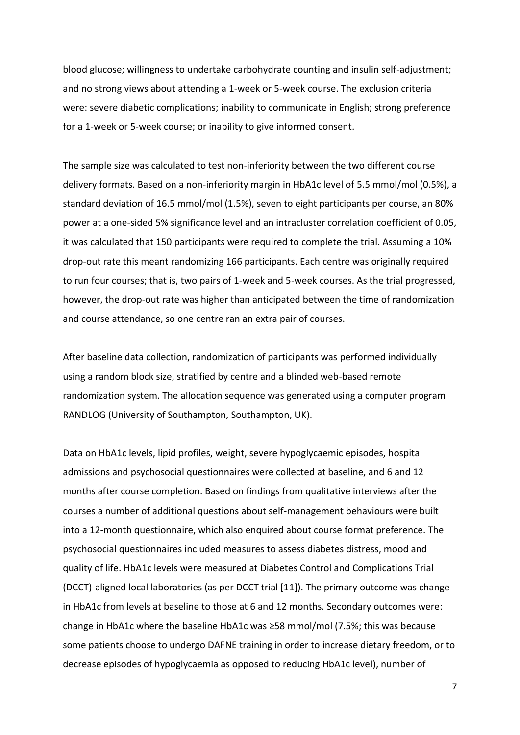blood glucose; willingness to undertake carbohydrate counting and insulin self-adjustment; and no strong views about attending a 1-week or 5-week course. The exclusion criteria were: severe diabetic complications; inability to communicate in English; strong preference for a 1-week or 5-week course; or inability to give informed consent.

The sample size was calculated to test non-inferiority between the two different course delivery formats. Based on a non-inferiority margin in HbA1c level of 5.5 mmol/mol (0.5%), a standard deviation of 16.5 mmol/mol (1.5%), seven to eight participants per course, an 80% power at a one-sided 5% significance level and an intracluster correlation coefficient of 0.05, it was calculated that 150 participants were required to complete the trial. Assuming a 10% drop-out rate this meant randomizing 166 participants. Each centre was originally required to run four courses; that is, two pairs of 1-week and 5-week courses. As the trial progressed, however, the drop-out rate was higher than anticipated between the time of randomization and course attendance, so one centre ran an extra pair of courses.

After baseline data collection, randomization of participants was performed individually using a random block size, stratified by centre and a blinded web-based remote randomization system. The allocation sequence was generated using a computer program RANDLOG (University of Southampton, Southampton, UK).

Data on HbA1c levels, lipid profiles, weight, severe hypoglycaemic episodes, hospital admissions and psychosocial questionnaires were collected at baseline, and 6 and 12 months after course completion. Based on findings from qualitative interviews after the courses a number of additional questions about self-management behaviours were built into a 12-month questionnaire, which also enquired about course format preference. The psychosocial questionnaires included measures to assess diabetes distress, mood and quality of life. HbA1c levels were measured at Diabetes Control and Complications Trial (DCCT)-aligned local laboratories (as per DCCT trial [11]). The primary outcome was change in HbA1c from levels at baseline to those at 6 and 12 months. Secondary outcomes were: change in HbA1c where the baseline HbA1c was ≥58 mmol/mol (7.5%; this was because some patients choose to undergo DAFNE training in order to increase dietary freedom, or to decrease episodes of hypoglycaemia as opposed to reducing HbA1c level), number of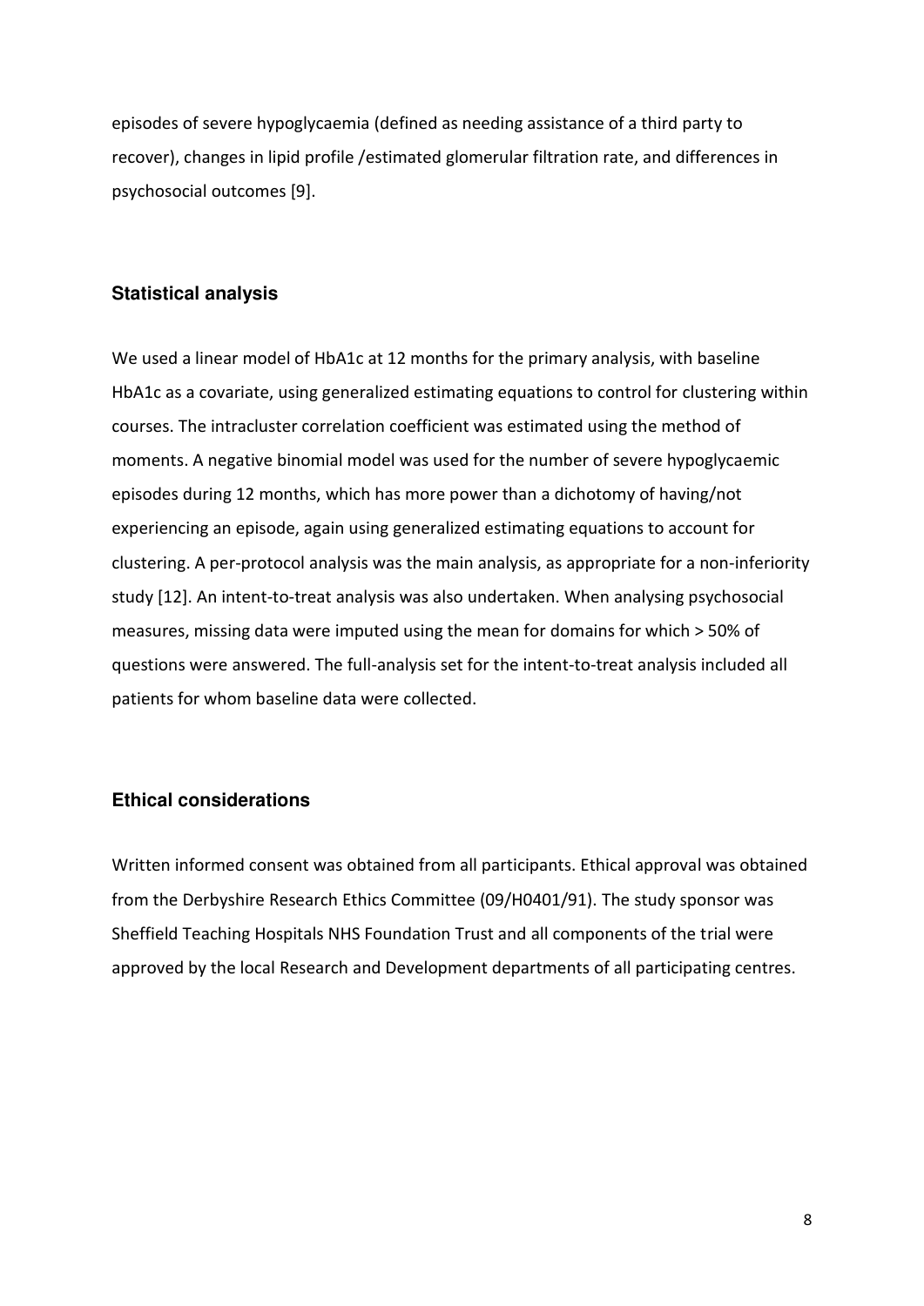episodes of severe hypoglycaemia (defined as needing assistance of a third party to recover), changes in lipid profile /estimated glomerular filtration rate, and differences in psychosocial outcomes [9].

## Statistical analysis

We used a linear model of HbA1c at 12 months for the primary analysis, with baseline HbA1c as a covariate, using generalized estimating equations to control for clustering within courses. The intracluster correlation coefficient was estimated using the method of moments. A negative binomial model was used for the number of severe hypoglycaemic episodes during 12 months, which has more power than a dichotomy of having/not experiencing an episode, again using generalized estimating equations to account for clustering. A per-protocol analysis was the main analysis, as appropriate for a non-inferiority study [12]. An intent-to-treat analysis was also undertaken. When analysing psychosocial measures, missing data were imputed using the mean for domains for which > 50% of questions were answered. The full-analysis set for the intent-to-treat analysis included all patients for whom baseline data were collected.

## Ethical considerations

Written informed consent was obtained from all participants. Ethical approval was obtained from the Derbyshire Research Ethics Committee (09/H0401/91). The study sponsor was Sheffield Teaching Hospitals NHS Foundation Trust and all components of the trial were approved by the local Research and Development departments of all participating centres.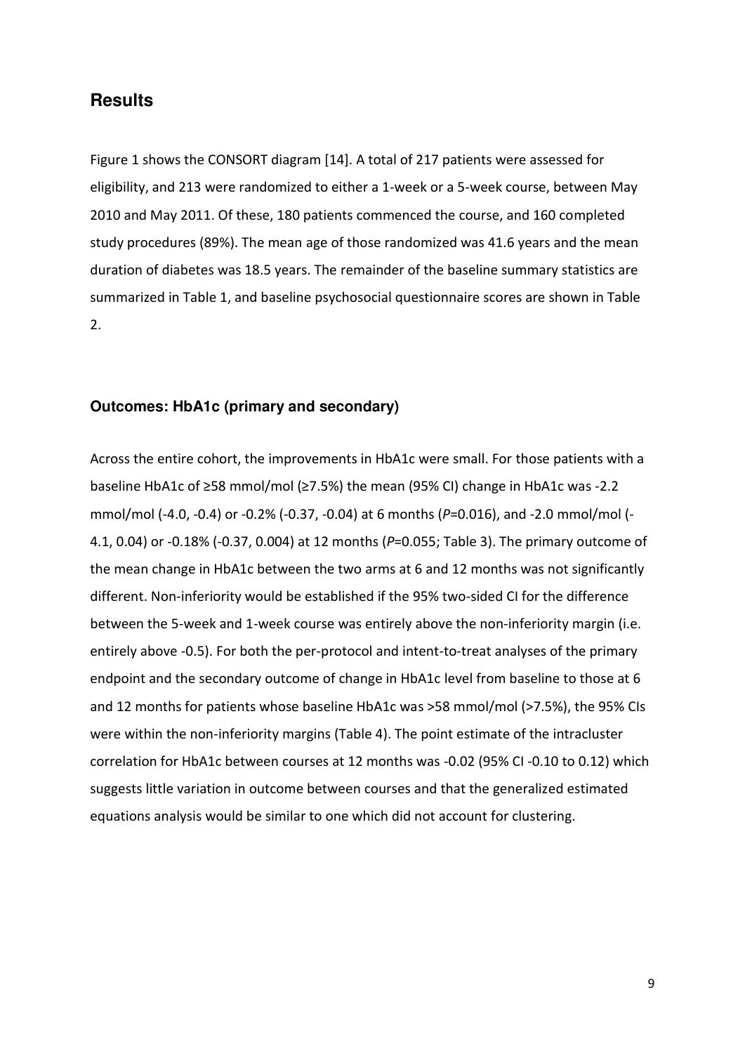## Results

Figure 1 shows the CONSORT diagram [14]. A total of 217 patients were assessed for eligibility, and 213 were randomized to either a 1-week or a 5-week course, between May 2010 and May 2011. Of these, 180 patients commenced the course, and 160 completed study procedures (89%). The mean age of those randomized was 41.6 years and the mean duration of diabetes was 18.5 years. The remainder of the baseline summary statistics are summarized in Table 1, and baseline psychosocial questionnaire scores are shown in Table 2.

### Outcomes: HbA1c (primary and secondary)

Across the entire cohort, the improvements in HbA1c were small. For those patients with a baseline HbA1c of ≥58 mmol/mol (≥7.5%) the mean (95% CI) change in HbA1c was -2.2 mmol/mol (-4.0, -0.4) or -0.2% (-0.37, -0.04) at 6 months (*P*=0.016), and -2.0 mmol/mol (-4.1, 0.04) or -0.18% (-0.37, 0.004) at 12 months (*P*=0.055; Table 3). The primary outcome of the mean change in HbA1c between the two arms at 6 and 12 months was not significantly different. Non-inferiority would be established if the 95% two-sided CI for the difference between the 5-week and 1-week course was entirely above the non-inferiority margin (i.e. entirely above -0.5). For both the per-protocol and intent-to-treat analyses of the primary endpoint and the secondary outcome of change in HbA1c level from baseline to those at 6 and 12 months for patients whose baseline HbA1c was >58 mmol/mol (>7.5%), the 95% CIs were within the non-inferiority margins (Table 4). The point estimate of the intracluster correlation for HbA1c between courses at 12 months was -0.02 (95% CI -0.10 to 0.12) which suggests little variation in outcome between courses and that the generalized estimated equations analysis would be similar to one which did not account for clustering.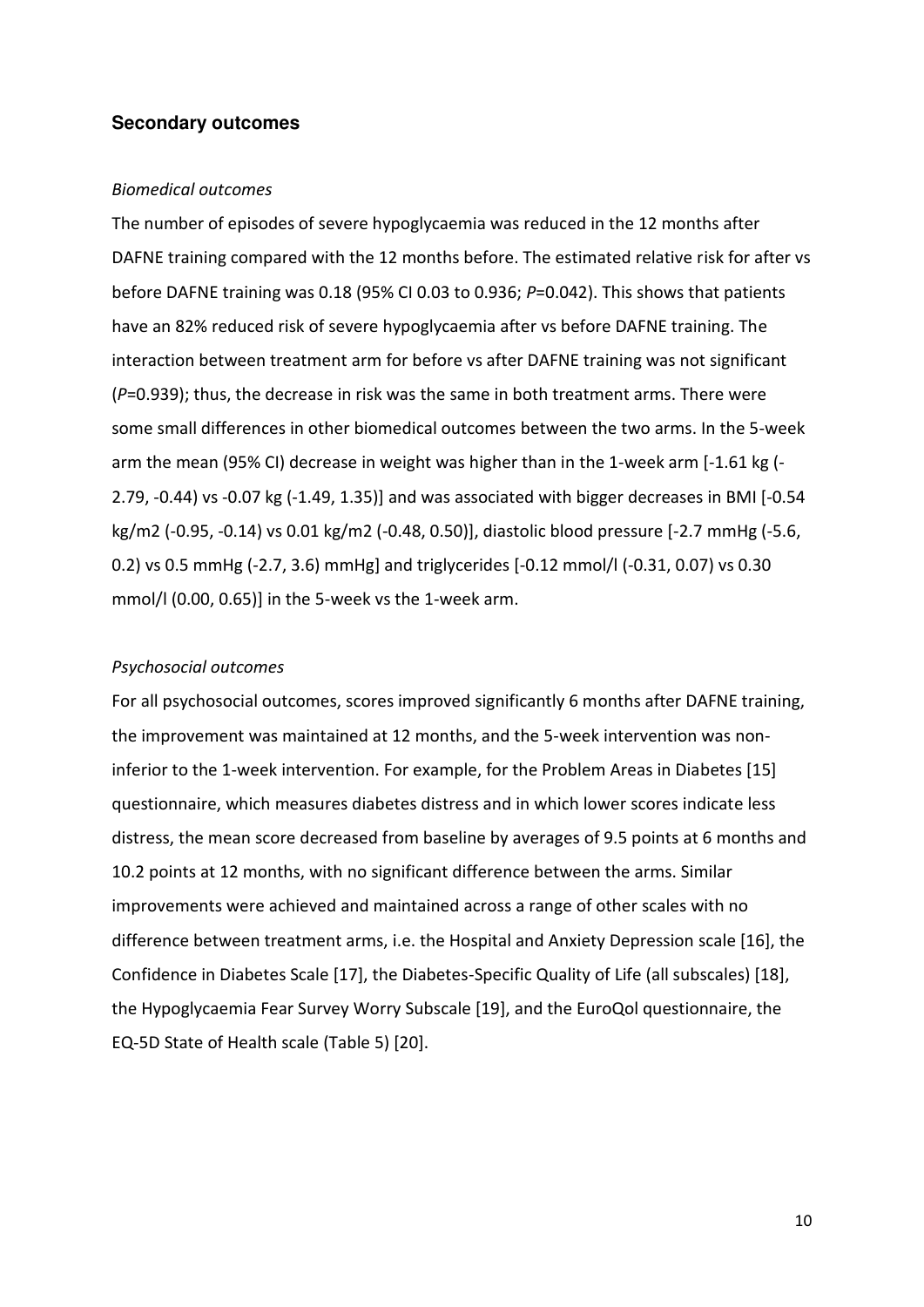## Secondary outcomes

*Biomedical outcomes*

The number of episodes of severe hypoglycaemia was reduced in the 12 months after DAFNE training compared with the 12 months before. The estimated relative risk for after vs before DAFNE training was 0.18 (95% CI 0.03 to 0.936; *P*=0.042). This shows that patients have an 82% reduced risk of severe hypoglycaemia after vs before DAFNE training. The interaction between treatment arm for before vs after DAFNE training was not significant (*P*=0.939); thus, the decrease in risk was the same in both treatment arms. There were some small differences in other biomedical outcomes between the two arms. In the 5-week arm the mean (95% CI) decrease in weight was higher than in the 1-week arm [-1.61 kg (-2.79, -0.44) vs -0.07 kg (-1.49, 1.35)] and was associated with bigger decreases in BMI [-0.54 kg/m2 (-0.95, -0.14) vs 0.01 kg/m2 (-0.48, 0.50)], diastolic blood pressure [-2.7 mmHg (-5.6, 0.2) vs 0.5 mmHg (-2.7, 3.6) mmHg] and triglycerides [-0.12 mmol/l (-0.31, 0.07) vs 0.30 mmol/l (0.00, 0.65)] in the 5-week vs the 1-week arm.

*Psychosocial outcomes*

For all psychosocial outcomes, scores improved significantly 6 months after DAFNE training, the improvement was maintained at 12 months, and the 5-week intervention was non-inferior to the 1-week intervention. For example, for the Problem Areas in Diabetes [15] questionnaire, which measures diabetes distress and in which lower scores indicate less distress, the mean score decreased from baseline by averages of 9.5 points at 6 months and 10.2 points at 12 months, with no significant difference between the arms. Similar improvements were achieved and maintained across a range of other scales with no difference between treatment arms, i.e. the Hospital and Anxiety Depression scale [16], the Confidence in Diabetes Scale [17], the Diabetes-Specific Quality of Life (all subscales) [18], the Hypoglycaemia Fear Survey Worry Subscale [19], and the EuroQol questionnaire, the EQ-5D State of Health scale (Table 5) [20].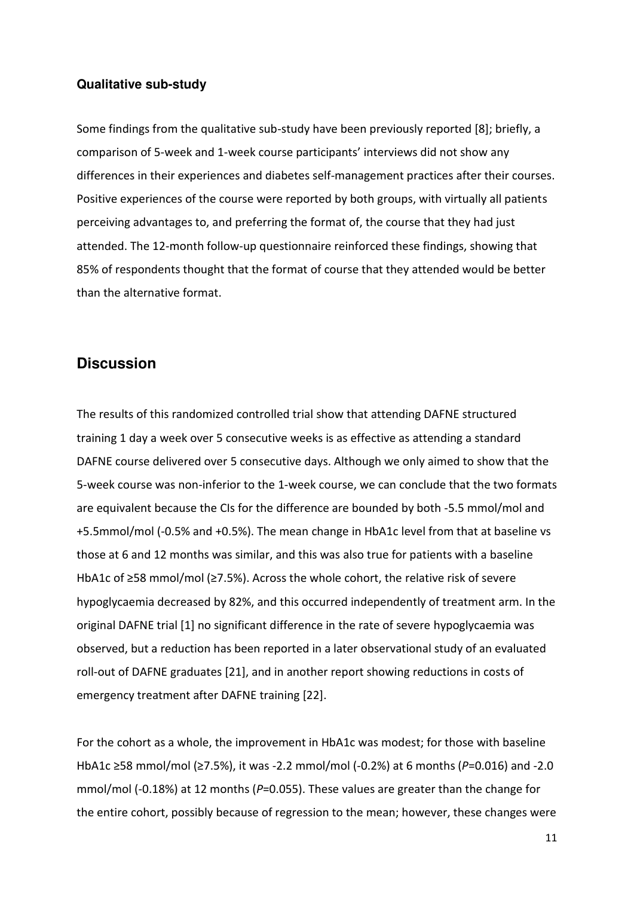### Qualitative sub-study

Some findings from the qualitative sub-study have been previously reported [8]; briefly, a comparison of 5-week and 1-week course participants' interviews did not show any differences in their experiences and diabetes self-management practices after their courses. Positive experiences of the course were reported by both groups, with virtually all patients perceiving advantages to, and preferring the format of, the course that they had just attended. The 12-month follow-up questionnaire reinforced these findings, showing that 85% of respondents thought that the format of course that they attended would be better than the alternative format.

## Discussion

The results of this randomized controlled trial show that attending DAFNE structured training 1 day a week over 5 consecutive weeks is as effective as attending a standard DAFNE course delivered over 5 consecutive days. Although we only aimed to show that the 5-week course was non-inferior to the 1-week course, we can conclude that the two formats are equivalent because the CIs for the difference are bounded by both -5.5 mmol/mol and +5.5mmol/mol (-0.5% and +0.5%). The mean change in HbA1c level from that at baseline vs those at 6 and 12 months was similar, and this was also true for patients with a baseline HbA1c of ≥58 mmol/mol (≥7.5%). Across the whole cohort, the relative risk of severe hypoglycaemia decreased by 82%, and this occurred independently of treatment arm. In the original DAFNE trial [1] no significant difference in the rate of severe hypoglycaemia was observed, but a reduction has been reported in a later observational study of an evaluated roll-out of DAFNE graduates [21], and in another report showing reductions in costs of emergency treatment after DAFNE training [22].

For the cohort as a whole, the improvement in HbA1c was modest; for those with baseline HbA1c ≥58 mmol/mol (≥7.5%), it was -2.2 mmol/mol (-0.2%) at 6 months ($P$=0.016) and -2.0 mmol/mol (-0.18%) at 12 months ($P$=0.055). These values are greater than the change for the entire cohort, possibly because of regression to the mean; however, these changes were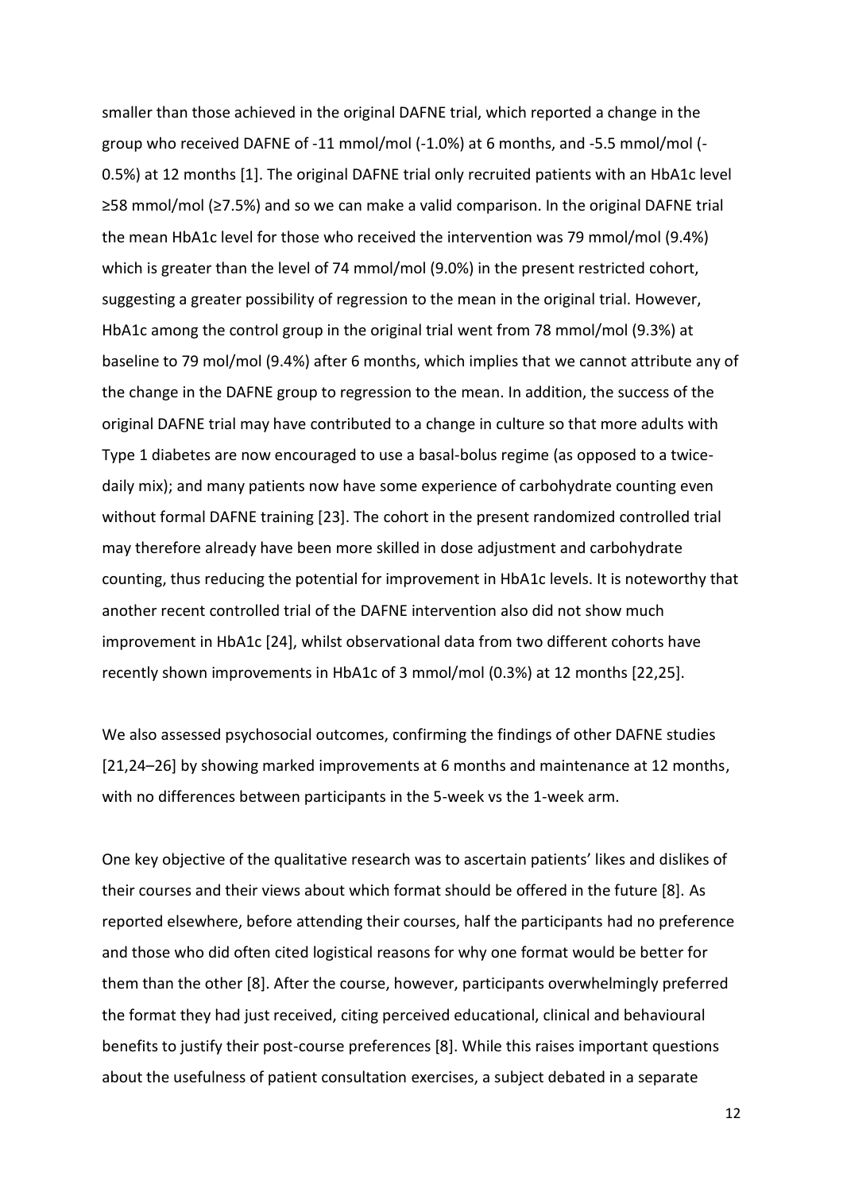smaller than those achieved in the original DAFNE trial, which reported a change in the group who received DAFNE of -11 mmol/mol (-1.0%) at 6 months, and -5.5 mmol/mol (-0.5%) at 12 months [1]. The original DAFNE trial only recruited patients with an HbA1c level ≥58 mmol/mol (≥7.5%) and so we can make a valid comparison. In the original DAFNE trial the mean HbA1c level for those who received the intervention was 79 mmol/mol (9.4%) which is greater than the level of 74 mmol/mol (9.0%) in the present restricted cohort, suggesting a greater possibility of regression to the mean in the original trial. However, HbA1c among the control group in the original trial went from 78 mmol/mol (9.3%) at baseline to 79 mol/mol (9.4%) after 6 months, which implies that we cannot attribute any of the change in the DAFNE group to regression to the mean. In addition, the success of the original DAFNE trial may have contributed to a change in culture so that more adults with Type 1 diabetes are now encouraged to use a basal-bolus regime (as opposed to a twice-daily mix); and many patients now have some experience of carbohydrate counting even without formal DAFNE training [23]. The cohort in the present randomized controlled trial may therefore already have been more skilled in dose adjustment and carbohydrate counting, thus reducing the potential for improvement in HbA1c levels. It is noteworthy that another recent controlled trial of the DAFNE intervention also did not show much improvement in HbA1c [24], whilst observational data from two different cohorts have recently shown improvements in HbA1c of 3 mmol/mol (0.3%) at 12 months [22,25].

We also assessed psychosocial outcomes, confirming the findings of other DAFNE studies [21,24–26] by showing marked improvements at 6 months and maintenance at 12 months, with no differences between participants in the 5-week vs the 1-week arm.

One key objective of the qualitative research was to ascertain patients' likes and dislikes of their courses and their views about which format should be offered in the future [8]. As reported elsewhere, before attending their courses, half the participants had no preference and those who did often cited logistical reasons for why one format would be better for them than the other [8]. After the course, however, participants overwhelmingly preferred the format they had just received, citing perceived educational, clinical and behavioural benefits to justify their post-course preferences [8]. While this raises important questions about the usefulness of patient consultation exercises, a subject debated in a separate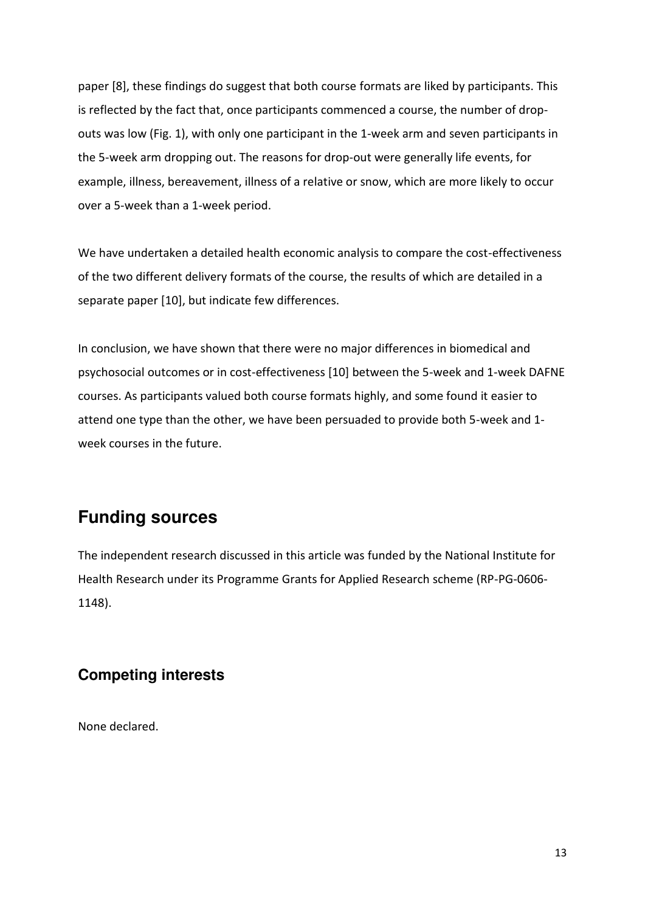paper [8], these findings do suggest that both course formats are liked by participants. This is reflected by the fact that, once participants commenced a course, the number of drop-outs was low (Fig. 1), with only one participant in the 1-week arm and seven participants in the 5-week arm dropping out. The reasons for drop-out were generally life events, for example, illness, bereavement, illness of a relative or snow, which are more likely to occur over a 5-week than a 1-week period.

We have undertaken a detailed health economic analysis to compare the cost-effectiveness of the two different delivery formats of the course, the results of which are detailed in a separate paper [10], but indicate few differences.

In conclusion, we have shown that there were no major differences in biomedical and psychosocial outcomes or in cost-effectiveness [10] between the 5-week and 1-week DAFNE courses. As participants valued both course formats highly, and some found it easier to attend one type than the other, we have been persuaded to provide both 5-week and 1-week courses in the future.

## Funding sources

The independent research discussed in this article was funded by the National Institute for Health Research under its Programme Grants for Applied Research scheme (RP-PG-0606-1148).

### Competing interests

None declared.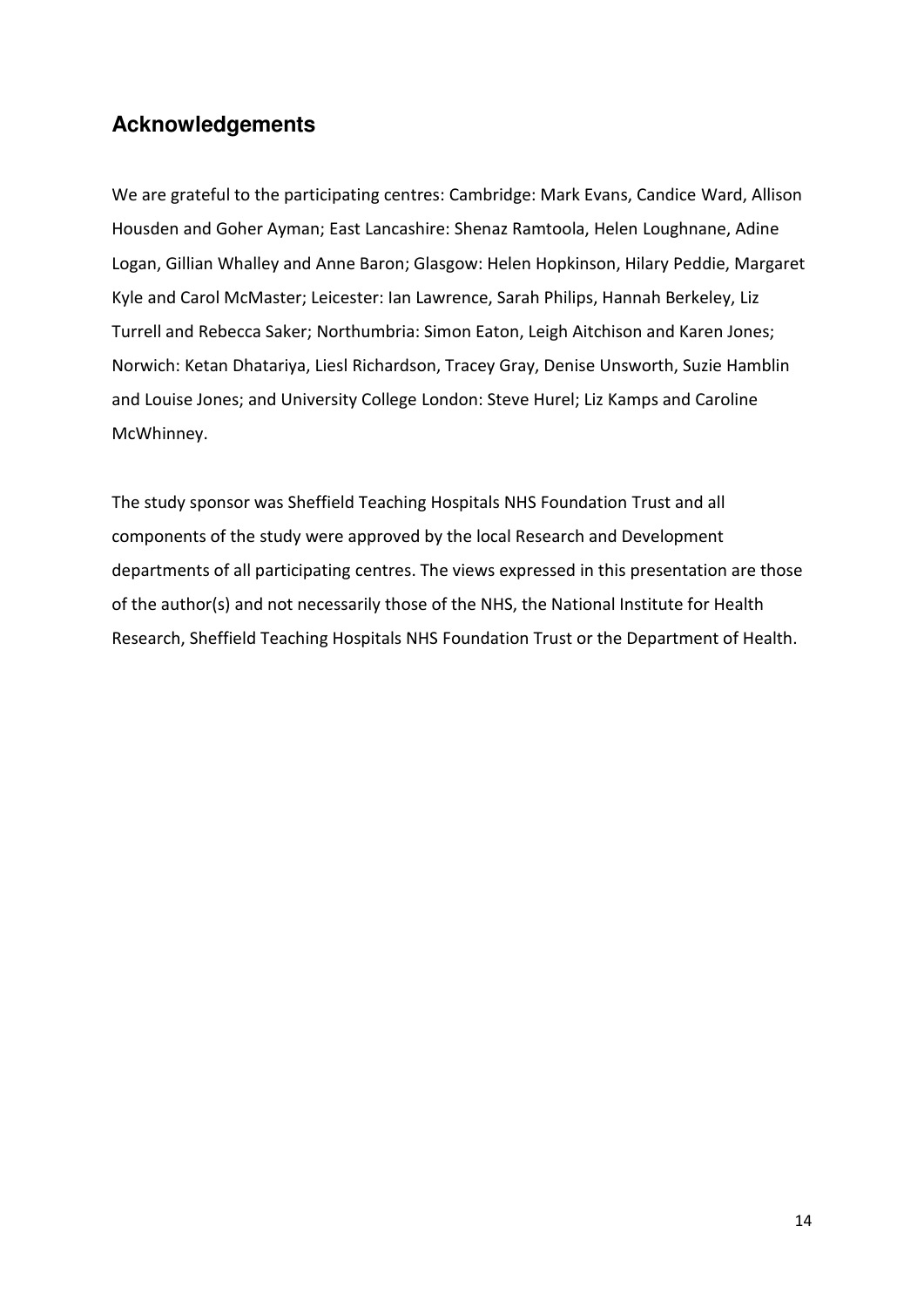## Acknowledgements

We are grateful to the participating centres: Cambridge: Mark Evans, Candice Ward, Allison Housden and Goher Ayman; East Lancashire: Shenaz Ramtoola, Helen Loughnane, Adine Logan, Gillian Whalley and Anne Baron; Glasgow: Helen Hopkinson, Hilary Peddie, Margaret Kyle and Carol McMaster; Leicester: Ian Lawrence, Sarah Philips, Hannah Berkeley, Liz Turrell and Rebecca Saker; Northumbria: Simon Eaton, Leigh Aitchison and Karen Jones; Norwich: Ketan Dhatariya, Liesl Richardson, Tracey Gray, Denise Unsworth, Suzie Hamblin and Louise Jones; and University College London: Steve Hurel; Liz Kamps and Caroline McWhinney.

The study sponsor was Sheffield Teaching Hospitals NHS Foundation Trust and all components of the study were approved by the local Research and Development departments of all participating centres. The views expressed in this presentation are those of the author(s) and not necessarily those of the NHS, the National Institute for Health Research, Sheffield Teaching Hospitals NHS Foundation Trust or the Department of Health.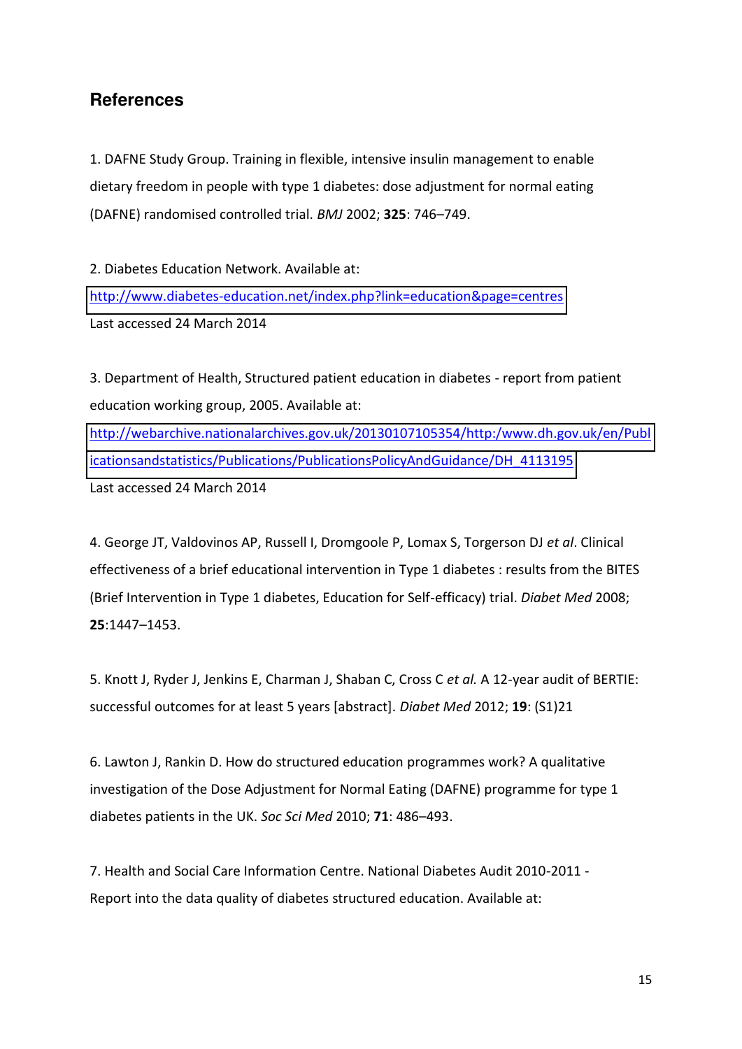## References

1. DAFNE Study Group. Training in flexible, intensive insulin management to enable dietary freedom in people with type 1 diabetes: dose adjustment for normal eating (DAFNE) randomised controlled trial. *BMJ* 2002; **325**: 746–749.

2. Diabetes Education Network. Available at: http://www.diabetes-education.net/index.php?link=education&page=centres Last accessed 24 March 2014

3. Department of Health, Structured patient education in diabetes - report from patient education working group, 2005. Available at: http://webarchive.nationalarchives.gov.uk/20130107105354/http:/www.dh.gov.uk/en/PublicationsandstatisticsPublications/PublicationsPolicyAndGuidance/DH_4113195 Last accessed 24 March 2014

4. George JT, Valdovinos AP, Russell I, Dromgoole P, Lomax S, Torgerson DJ *et al*. Clinical effectiveness of a brief educational intervention in Type 1 diabetes : results from the BITES (Brief Intervention in Type 1 diabetes, Education for Self-efficacy) trial. *Diabet Med* 2008; **25**:1447–1453.

5. Knott J, Ryder J, Jenkins E, Charman J, Shaban C, Cross C *et al.* A 12-year audit of BERTIE: successful outcomes for at least 5 years [abstract]. *Diabet Med* 2012; **19**: (S1)21

6. Lawton J, Rankin D. How do structured education programmes work? A qualitative investigation of the Dose Adjustment for Normal Eating (DAFNE) programme for type 1 diabetes patients in the UK. *Soc Sci Med* 2010; **71**: 486–493.

7. Health and Social Care Information Centre. National Diabetes Audit 2010-2011 - Report into the data quality of diabetes structured education. Available at: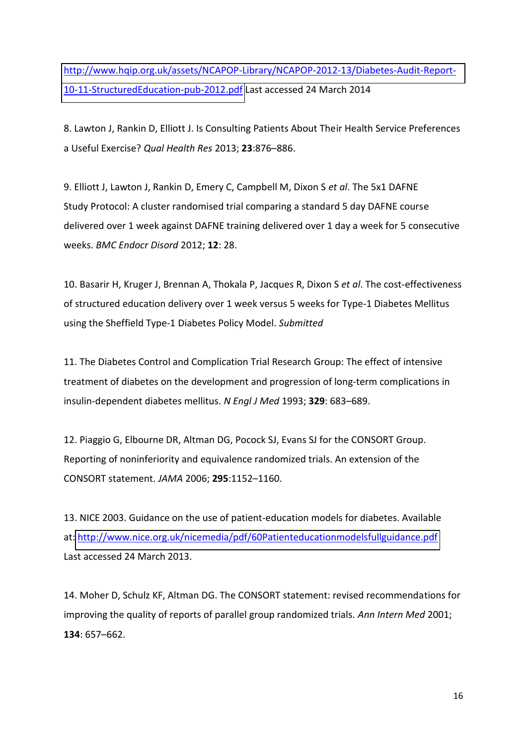http://www.hqip.org.uk/assets/NCAPOP-Library/NCAPOP-2012-13/Diabetes-Audit-Report-10-11-StructuredEducation-pub-2012.pdf Last accessed 24 March 2014

8. Lawton J, Rankin D, Elliott J. Is Consulting Patients About Their Health Service Preferences a Useful Exercise? *Qual Health Res* 2013; **23**:876–886.

9. Elliott J, Lawton J, Rankin D, Emery C, Campbell M, Dixon S *et al*. The 5x1 DAFNE Study Protocol: A cluster randomised trial comparing a standard 5 day DAFNE course delivered over 1 week against DAFNE training delivered over 1 day a week for 5 consecutive weeks. *BMC Endocr Disord* 2012; **12**: 28.

10. Basarir H, Kruger J, Brennan A, Thokala P, Jacques R, Dixon S *et al*. The cost-effectiveness of structured education delivery over 1 week versus 5 weeks for Type-1 Diabetes Mellitus using the Sheffield Type-1 Diabetes Policy Model. *Submitted*

11. The Diabetes Control and Complication Trial Research Group: The effect of intensive treatment of diabetes on the development and progression of long-term complications in insulin-dependent diabetes mellitus. *N Engl J Med* 1993; **329**: 683–689.

12. Piaggio G, Elbourne DR, Altman DG, Pocock SJ, Evans SJ for the CONSORT Group. Reporting of noninferiority and equivalence randomized trials. An extension of the CONSORT statement. *JAMA* 2006; **295**:1152–1160.

13. NICE 2003. Guidance on the use of patient-education models for diabetes. Available at: http://www.nice.org.uk/nicemedia/pdf/60Patienteducationmodelsfullguidance.pdf Last accessed 24 March 2013.

14. Moher D, Schulz KF, Altman DG. The CONSORT statement: revised recommendations for improving the quality of reports of parallel group randomized trials. *Ann Intern Med* 2001; **134**: 657–662.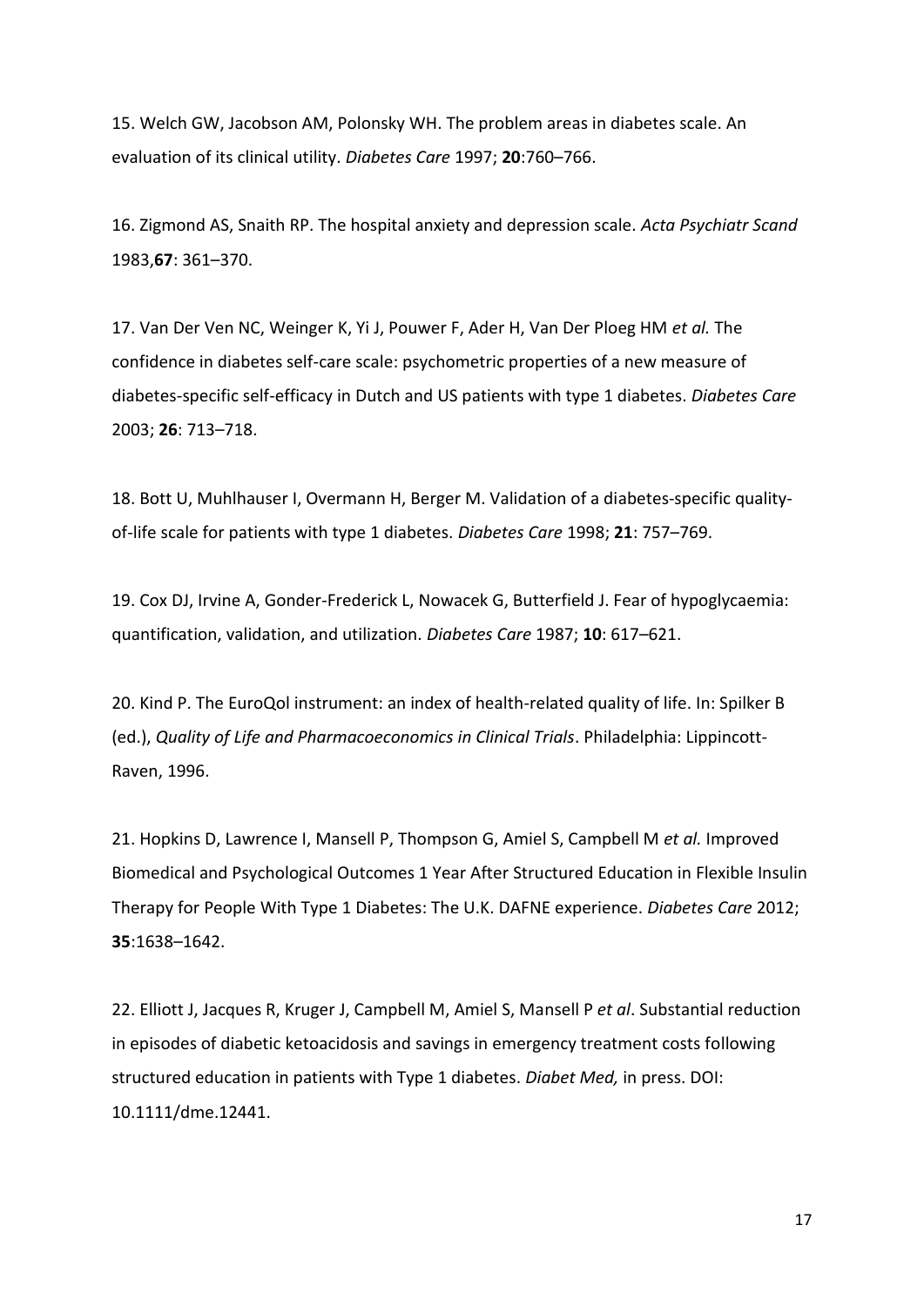15. Welch GW, Jacobson AM, Polonsky WH. The problem areas in diabetes scale. An evaluation of its clinical utility. *Diabetes Care* 1997; **20**:760–766.

16. Zigmond AS, Snaith RP. The hospital anxiety and depression scale. *Acta Psychiatr Scand* 1983,**67**: 361–370.

17. Van Der Ven NC, Weinger K, Yi J, Pouwer F, Ader H, Van Der Ploeg HM *et al.* The confidence in diabetes self-care scale: psychometric properties of a new measure of diabetes-specific self-efficacy in Dutch and US patients with type 1 diabetes. *Diabetes Care* 2003; **26**: 713–718.

18. Bott U, Muhlhauser I, Overmann H, Berger M. Validation of a diabetes-specific quality-of-life scale for patients with type 1 diabetes. *Diabetes Care* 1998; **21**: 757–769.

19. Cox DJ, Irvine A, Gonder-Frederick L, Nowacek G, Butterfield J. Fear of hypoglycaemia: quantification, validation, and utilization. *Diabetes Care* 1987; **10**: 617–621.

20. Kind P. The EuroQol instrument: an index of health-related quality of life. In: Spilker B (ed.), *Quality of Life and Pharmacoeconomics in Clinical Trials*. Philadelphia: Lippincott-Raven, 1996.

21. Hopkins D, Lawrence I, Mansell P, Thompson G, Amiel S, Campbell M *et al.* Improved Biomedical and Psychological Outcomes 1 Year After Structured Education in Flexible Insulin Therapy for People With Type 1 Diabetes: The U.K. DAFNE experience. *Diabetes Care* 2012; **35**:1638–1642.

22. Elliott J, Jacques R, Kruger J, Campbell M, Amiel S, Mansell P *et al*. Substantial reduction in episodes of diabetic ketoacidosis and savings in emergency treatment costs following structured education in patients with Type 1 diabetes. *Diabet Med,* in press. DOI: 10.1111/dme.12441.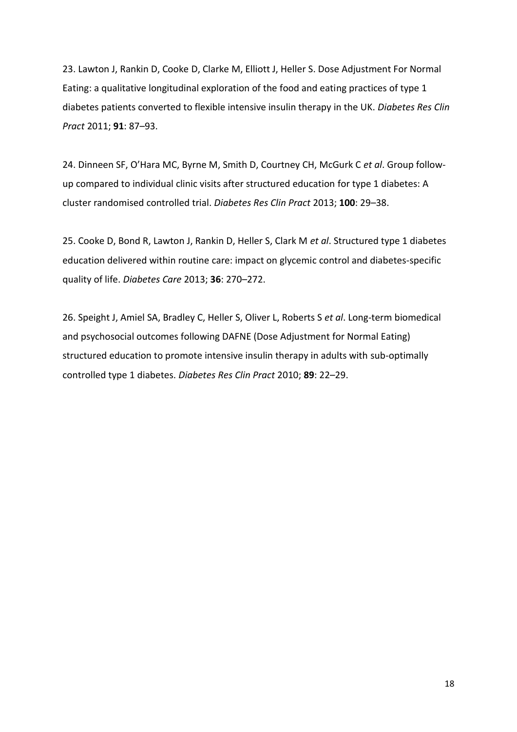23. Lawton J, Rankin D, Cooke D, Clarke M, Elliott J, Heller S. Dose Adjustment For Normal Eating: a qualitative longitudinal exploration of the food and eating practices of type 1 diabetes patients converted to flexible intensive insulin therapy in the UK. *Diabetes Res Clin Pract* 2011; **91**: 87–93.

24. Dinneen SF, O'Hara MC, Byrne M, Smith D, Courtney CH, McGurk C *et al*. Group follow-up compared to individual clinic visits after structured education for type 1 diabetes: A cluster randomised controlled trial. *Diabetes Res Clin Pract* 2013; **100**: 29–38.

25. Cooke D, Bond R, Lawton J, Rankin D, Heller S, Clark M *et al*. Structured type 1 diabetes education delivered within routine care: impact on glycemic control and diabetes-specific quality of life. *Diabetes Care* 2013; **36**: 270–272.

26. Speight J, Amiel SA, Bradley C, Heller S, Oliver L, Roberts S *et al*. Long-term biomedical and psychosocial outcomes following DAFNE (Dose Adjustment for Normal Eating) structured education to promote intensive insulin therapy in adults with sub-optimally controlled type 1 diabetes. *Diabetes Res Clin Pract* 2010; **89**: 22–29.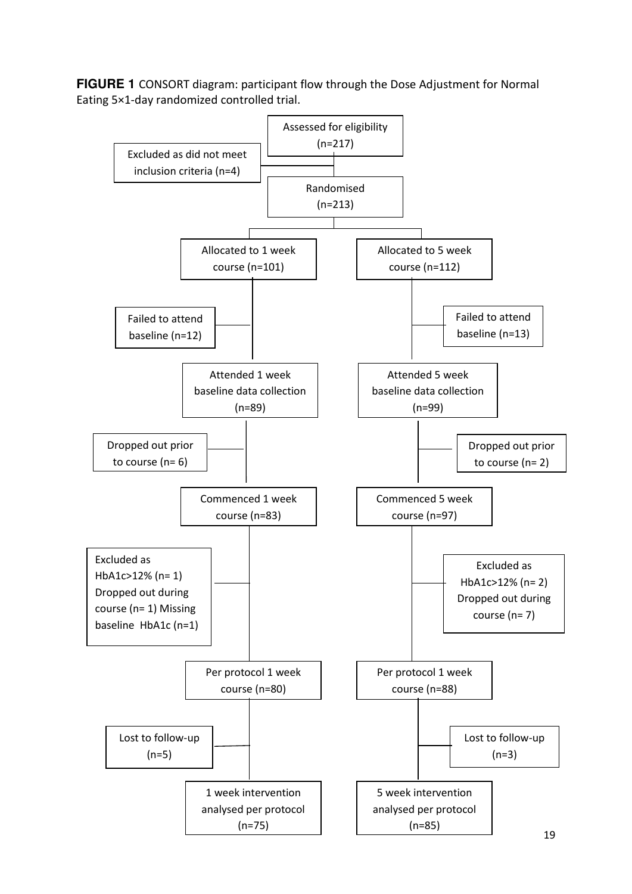**FIGURE 1** CONSORT diagram: participant flow through the Dose Adjustment for Normal Eating 5×1-day randomized controlled trial.

Assessed for eligibility (n=217)

Excluded as did not meet inclusion criteria (n=4)

Randomised (n=213)

| 1 week arm | 5 week arm |
|---|---|
| Allocated to 1 week course (n=101) | Allocated to 5 week course (n=112) |
| Failed to attend baseline (n=12) | Failed to attend baseline (n=13) |
| Attended 1 week baseline data collection (n=89) | Attended 5 week baseline data collection (n=99) |
| Dropped out prior to course (n= 6) | Dropped out prior to course (n= 2) |
| Commenced 1 week course (n=83) | Commenced 5 week course (n=97) |
| Excluded as HbA1c>12% (n= 1) Dropped out during course (n= 1) Missing baseline HbA1c (n=1) | Excluded as HbA1c>12% (n= 2) Dropped out during course (n= 7) |
| Per protocol 1 week course (n=80) | Per protocol 1 week course (n=88) |
| Lost to follow-up (n=5) | Lost to follow-up (n=3) |
| 1 week intervention analysed per protocol (n=75) | 5 week intervention analysed per protocol (n=85) |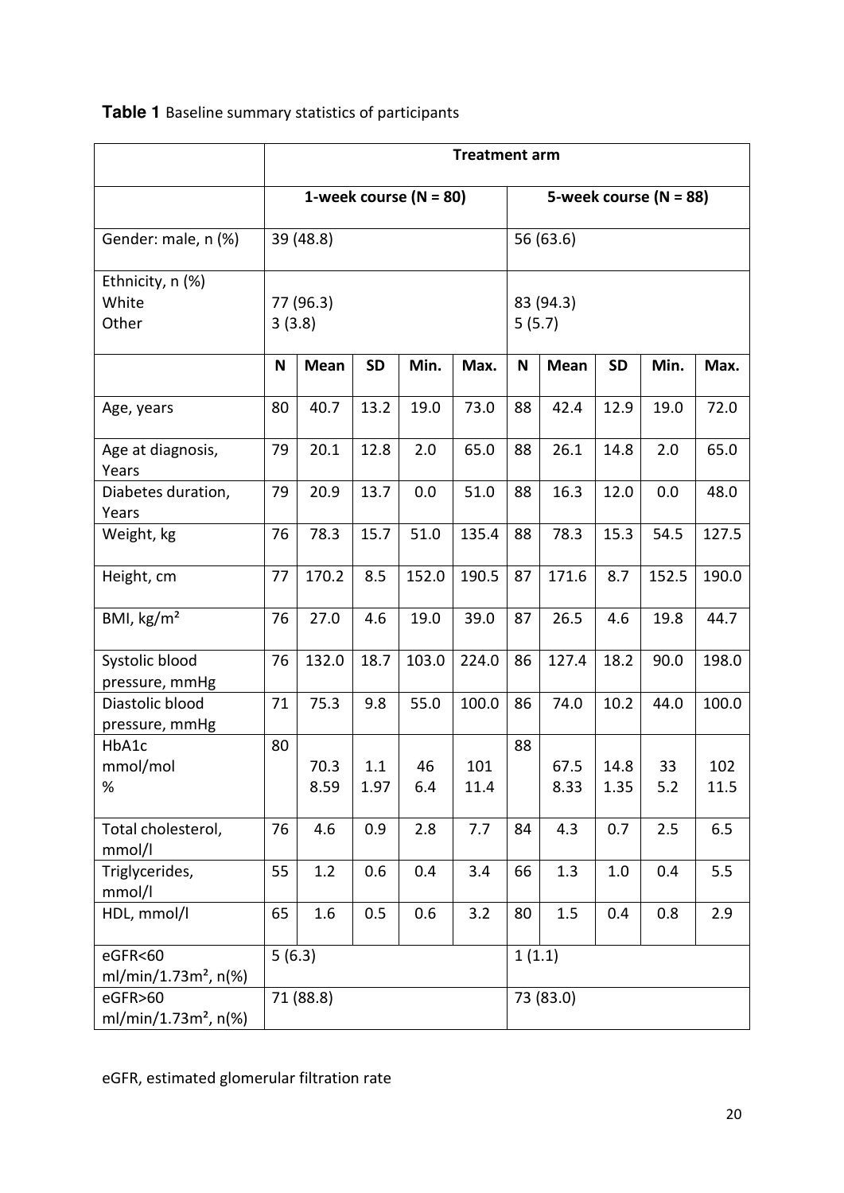**Table 1** Baseline summary statistics of participants

| | Treatment arm | | | | | | | | | |
|---|---|---|---|---|---|---|---|---|---|---|
| | 1-week course (N = 80) | | | | | 5-week course (N = 88) | | | | |
| Gender: male, n (%) | 39 (48.8) | | | | | 56 (63.6) | | | | |
| Ethnicity, n (%) | | | | | | | | | | |
| White | 77 (96.3) | | | | | 83 (94.3) | | | | |
| Other | 3 (3.8) | | | | | 5 (5.7) | | | | |
| | **N** | **Mean** | **SD** | **Min.** | **Max.** | **N** | **Mean** | **SD** | **Min.** | **Max.** |
| Age, years | 80 | 40.7 | 13.2 | 19.0 | 73.0 | 88 | 42.4 | 12.9 | 19.0 | 72.0 |
| Age at diagnosis, Years | 79 | 20.1 | 12.8 | 2.0 | 65.0 | 88 | 26.1 | 14.8 | 2.0 | 65.0 |
| Diabetes duration, Years | 79 | 20.9 | 13.7 | 0.0 | 51.0 | 88 | 16.3 | 12.0 | 0.0 | 48.0 |
| Weight, kg | 76 | 78.3 | 15.7 | 51.0 | 135.4 | 88 | 78.3 | 15.3 | 54.5 | 127.5 |
| Height, cm | 77 | 170.2 | 8.5 | 152.0 | 190.5 | 87 | 171.6 | 8.7 | 152.5 | 190.0 |
| BMI, kg/m² | 76 | 27.0 | 4.6 | 19.0 | 39.0 | 87 | 26.5 | 4.6 | 19.8 | 44.7 |
| Systolic blood pressure, mmHg | 76 | 132.0 | 18.7 | 103.0 | 224.0 | 86 | 127.4 | 18.2 | 90.0 | 198.0 |
| Diastolic blood pressure, mmHg | 71 | 75.3 | 9.8 | 55.0 | 100.0 | 86 | 74.0 | 10.2 | 44.0 | 100.0 |
| HbA1c | 80 | | | | | 88 | | | | |
| mmol/mol | | 70.3 | 1.1 | 46 | 101 | | 67.5 | 14.8 | 33 | 102 |
| % | | 8.59 | 1.97 | 6.4 | 11.4 | | 8.33 | 1.35 | 5.2 | 11.5 |
| Total cholesterol, mmol/l | 76 | 4.6 | 0.9 | 2.8 | 7.7 | 84 | 4.3 | 0.7 | 2.5 | 6.5 |
| Triglycerides, mmol/l | 55 | 1.2 | 0.6 | 0.4 | 3.4 | 66 | 1.3 | 1.0 | 0.4 | 5.5 |
| HDL, mmol/l | 65 | 1.6 | 0.5 | 0.6 | 3.2 | 80 | 1.5 | 0.4 | 0.8 | 2.9 |
| eGFR<60 ml/min/1.73m², n(%) | 5 (6.3) | | | | | 1 (1.1) | | | | |
| eGFR>60 ml/min/1.73m², n(%) | 71 (88.8) | | | | | 73 (83.0) | | | | |

eGFR, estimated glomerular filtration rate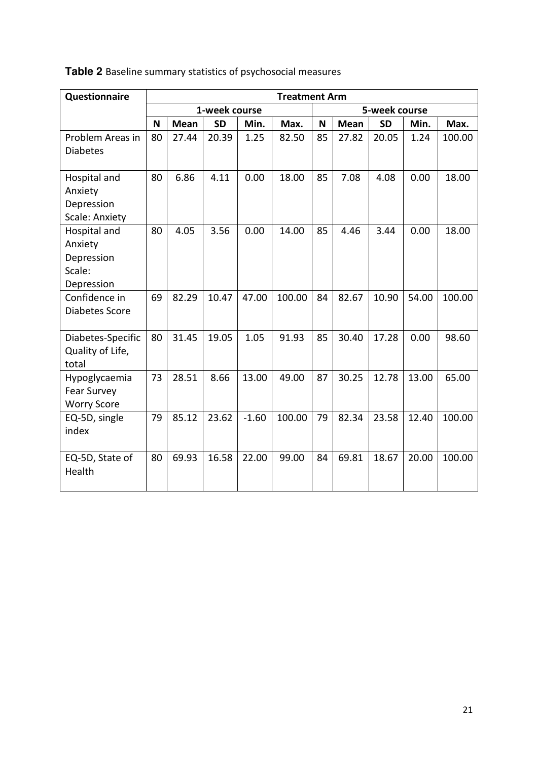**Table 2** Baseline summary statistics of psychosocial measures

| Questionnaire | Treatment Arm | | | | | | | | | |
|---|---|---|---|---|---|---|---|---|---|---|
| | 1-week course | | | | | 5-week course | | | | |
| | **N** | **Mean** | **SD** | **Min.** | **Max.** | **N** | **Mean** | **SD** | **Min.** | **Max.** |
| Problem Areas in Diabetes | 80 | 27.44 | 20.39 | 1.25 | 82.50 | 85 | 27.82 | 20.05 | 1.24 | 100.00 |
| Hospital and Anxiety Depression Scale: Anxiety | 80 | 6.86 | 4.11 | 0.00 | 18.00 | 85 | 7.08 | 4.08 | 0.00 | 18.00 |
| Hospital and Anxiety Depression Scale: Depression | 80 | 4.05 | 3.56 | 0.00 | 14.00 | 85 | 4.46 | 3.44 | 0.00 | 18.00 |
| Confidence in Diabetes Score | 69 | 82.29 | 10.47 | 47.00 | 100.00 | 84 | 82.67 | 10.90 | 54.00 | 100.00 |
| Diabetes-Specific Quality of Life, total | 80 | 31.45 | 19.05 | 1.05 | 91.93 | 85 | 30.40 | 17.28 | 0.00 | 98.60 |
| Hypoglycaemia Fear Survey Worry Score | 73 | 28.51 | 8.66 | 13.00 | 49.00 | 87 | 30.25 | 12.78 | 13.00 | 65.00 |
| EQ-5D, single index | 79 | 85.12 | 23.62 | -1.60 | 100.00 | 79 | 82.34 | 23.58 | 12.40 | 100.00 |
| EQ-5D, State of Health | 80 | 69.93 | 16.58 | 22.00 | 99.00 | 84 | 69.81 | 18.67 | 20.00 | 100.00 |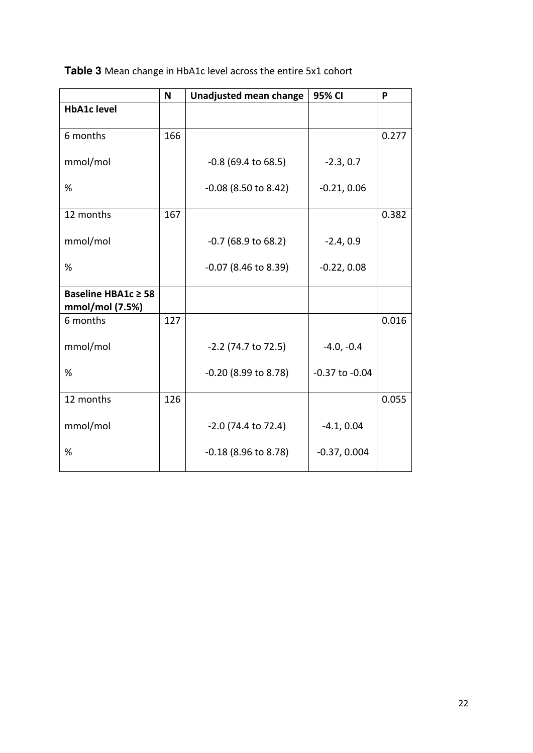**Table 3** Mean change in HbA1c level across the entire 5x1 cohort

| | N | Unadjusted mean change | 95% CI | P |
|---|---|---|---|---|
| **HbA1c level** | | | | |
| 6 months | 166 | | | 0.277 |
| mmol/mol | | -0.8 (69.4 to 68.5) | -2.3, 0.7 | |
| % | | -0.08 (8.50 to 8.42) | -0.21, 0.06 | |
| 12 months | 167 | | | 0.382 |
| mmol/mol | | -0.7 (68.9 to 68.2) | -2.4, 0.9 | |
| % | | -0.07 (8.46 to 8.39) | -0.22, 0.08 | |
| **Baseline HBA1c ≥ 58 mmol/mol (7.5%)** | | | | |
| 6 months | 127 | | | 0.016 |
| mmol/mol | | -2.2 (74.7 to 72.5) | -4.0, -0.4 | |
| % | | -0.20 (8.99 to 8.78) | -0.37 to -0.04 | |
| 12 months | 126 | | | 0.055 |
| mmol/mol | | -2.0 (74.4 to 72.4) | -4.1, 0.04 | |
| % | | -0.18 (8.96 to 8.78) | -0.37, 0.004 | |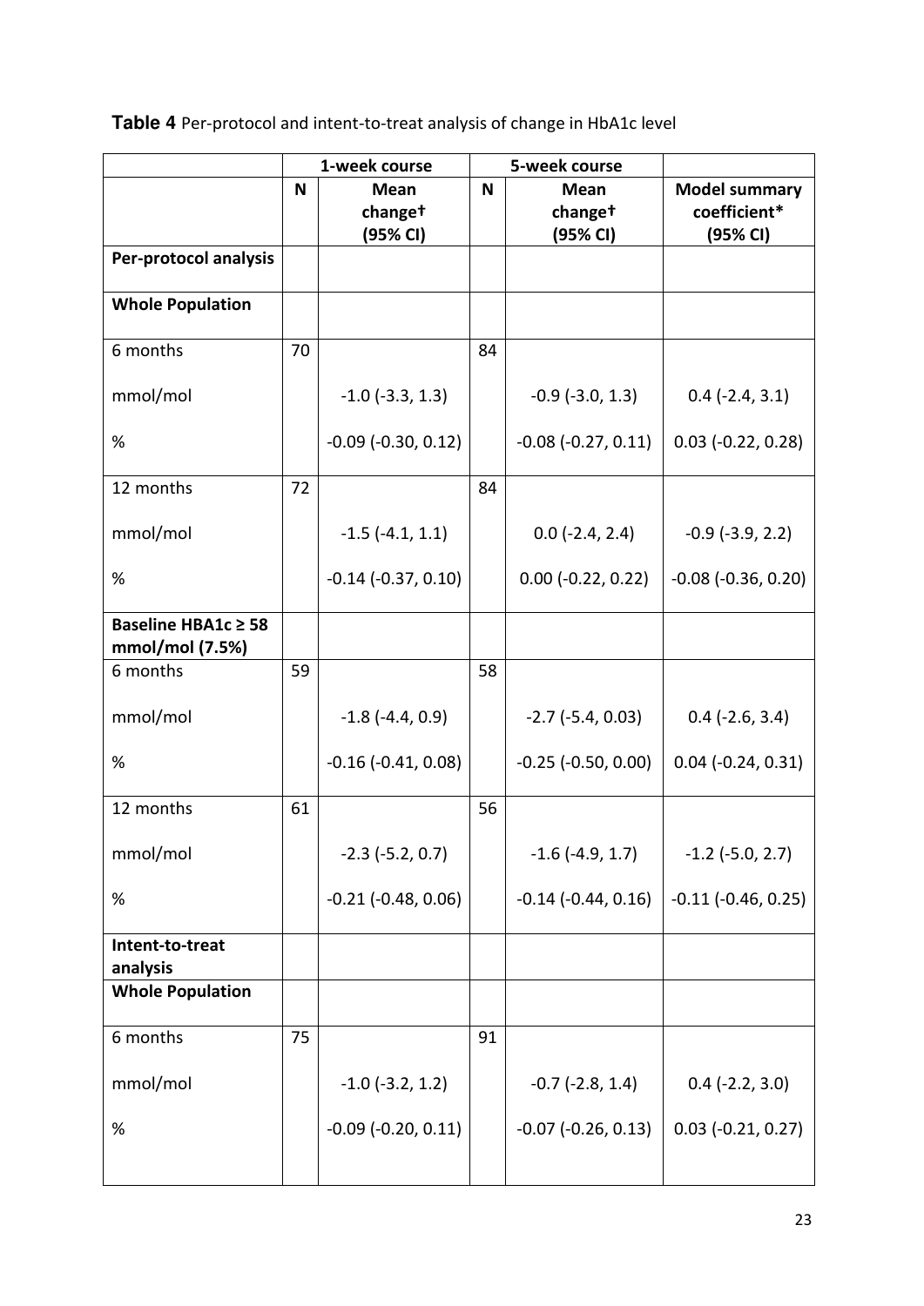**Table 4** Per-protocol and intent-to-treat analysis of change in HbA1c level

| | 1-week course | | 5-week course | | |
|---|---|---|---|---|---|
| | **N** | **Mean change† (95% CI)** | **N** | **Mean change† (95% CI)** | **Model summary coefficient* (95% CI)** |
| **Per-protocol analysis** | | | | | |
| **Whole Population** | | | | | |
| 6 months | 70 | | 84 | | |
| mmol/mol | | -1.0 (-3.3, 1.3) | | -0.9 (-3.0, 1.3) | 0.4 (-2.4, 3.1) |
| % | | -0.09 (-0.30, 0.12) | | -0.08 (-0.27, 0.11) | 0.03 (-0.22, 0.28) |
| 12 months | 72 | | 84 | | |
| mmol/mol | | -1.5 (-4.1, 1.1) | | 0.0 (-2.4, 2.4) | -0.9 (-3.9, 2.2) |
| % | | -0.14 (-0.37, 0.10) | | 0.00 (-0.22, 0.22) | -0.08 (-0.36, 0.20) |
| **Baseline HBA1c ≥ 58 mmol/mol (7.5%)** | | | | | |
| 6 months | 59 | | 58 | | |
| mmol/mol | | -1.8 (-4.4, 0.9) | | -2.7 (-5.4, 0.03) | 0.4 (-2.6, 3.4) |
| % | | -0.16 (-0.41, 0.08) | | -0.25 (-0.50, 0.00) | 0.04 (-0.24, 0.31) |
| 12 months | 61 | | 56 | | |
| mmol/mol | | -2.3 (-5.2, 0.7) | | -1.6 (-4.9, 1.7) | -1.2 (-5.0, 2.7) |
| % | | -0.21 (-0.48, 0.06) | | -0.14 (-0.44, 0.16) | -0.11 (-0.46, 0.25) |
| **Intent-to-treat analysis** | | | | | |
| **Whole Population** | | | | | |
| 6 months | 75 | | 91 | | |
| mmol/mol | | -1.0 (-3.2, 1.2) | | -0.7 (-2.8, 1.4) | 0.4 (-2.2, 3.0) |
| % | | -0.09 (-0.20, 0.11) | | -0.07 (-0.26, 0.13) | 0.03 (-0.21, 0.27) |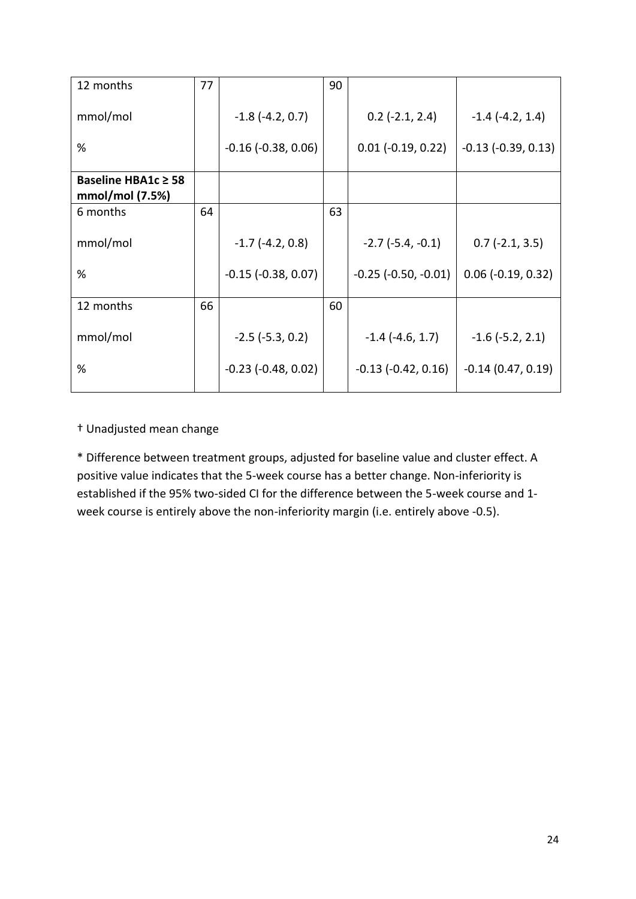| | | | | | |
|---|---|---|---|---|---|
| 12 months | 77 | | 90 | | |
| mmol/mol | | -1.8 (-4.2, 0.7) | | 0.2 (-2.1, 2.4) | -1.4 (-4.2, 1.4) |
| % | | -0.16 (-0.38, 0.06) | | 0.01 (-0.19, 0.22) | -0.13 (-0.39, 0.13) |
| **Baseline HBA1c ≥ 58 mmol/mol (7.5%)** | | | | | |
| 6 months | 64 | | 63 | | |
| mmol/mol | | -1.7 (-4.2, 0.8) | | -2.7 (-5.4, -0.1) | 0.7 (-2.1, 3.5) |
| % | | -0.15 (-0.38, 0.07) | | -0.25 (-0.50, -0.01) | 0.06 (-0.19, 0.32) |
| 12 months | 66 | | 60 | | |
| mmol/mol | | -2.5 (-5.3, 0.2) | | -1.4 (-4.6, 1.7) | -1.6 (-5.2, 2.1) |
| % | | -0.23 (-0.48, 0.02) | | -0.13 (-0.42, 0.16) | -0.14 (0.47, 0.19) |

† Unadjusted mean change

* Difference between treatment groups, adjusted for baseline value and cluster effect. A positive value indicates that the 5-week course has a better change. Non-inferiority is established if the 95% two-sided CI for the difference between the 5-week course and 1-week course is entirely above the non-inferiority margin (i.e. entirely above -0.5).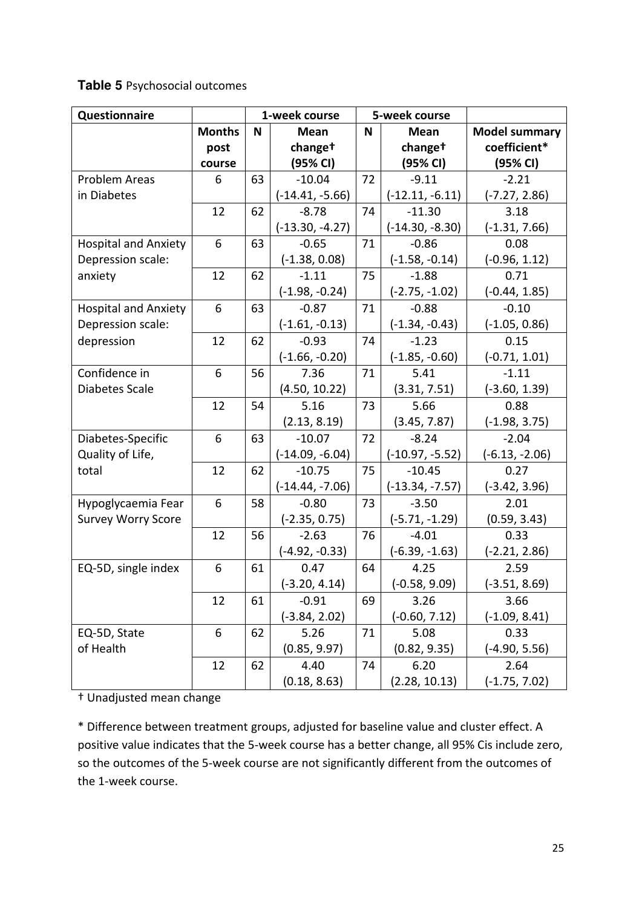**Table 5** Psychosocial outcomes

| Questionnaire | | 1-week course | | 5-week course | | |
|---|---|---|---|---|---|---|
| | Months post course | N | Mean change† (95% CI) | N | Mean change† (95% CI) | Model summary coefficient* (95% CI) |
| Problem Areas in Diabetes | 6 | 63 | -10.04 (-14.41, -5.66) | 72 | -9.11 (-12.11, -6.11) | -2.21 (-7.27, 2.86) |
| | 12 | 62 | -8.78 (-13.30, -4.27) | 74 | -11.30 (-14.30, -8.30) | 3.18 (-1.31, 7.66) |
| Hospital and Anxiety Depression scale: anxiety | 6 | 63 | -0.65 (-1.38, 0.08) | 71 | -0.86 (-1.58, -0.14) | 0.08 (-0.96, 1.12) |
| | 12 | 62 | -1.11 (-1.98, -0.24) | 75 | -1.88 (-2.75, -1.02) | 0.71 (-0.44, 1.85) |
| Hospital and Anxiety Depression scale: depression | 6 | 63 | -0.87 (-1.61, -0.13) | 71 | -0.88 (-1.34, -0.43) | -0.10 (-1.05, 0.86) |
| | 12 | 62 | -0.93 (-1.66, -0.20) | 74 | -1.23 (-1.85, -0.60) | 0.15 (-0.71, 1.01) |
| Confidence in Diabetes Scale | 6 | 56 | 7.36 (4.50, 10.22) | 71 | 5.41 (3.31, 7.51) | -1.11 (-3.60, 1.39) |
| | 12 | 54 | 5.16 (2.13, 8.19) | 73 | 5.66 (3.45, 7.87) | 0.88 (-1.98, 3.75) |
| Diabetes-Specific Quality of Life, total | 6 | 63 | -10.07 (-14.09, -6.04) | 72 | -8.24 (-10.97, -5.52) | -2.04 (-6.13, -2.06) |
| | 12 | 62 | -10.75 (-14.44, -7.06) | 75 | -10.45 (-13.34, -7.57) | 0.27 (-3.42, 3.96) |
| Hypoglycaemia Fear Survey Worry Score | 6 | 58 | -0.80 (-2.35, 0.75) | 73 | -3.50 (-5.71, -1.29) | 2.01 (0.59, 3.43) |
| | 12 | 56 | -2.63 (-4.92, -0.33) | 76 | -4.01 (-6.39, -1.63) | 0.33 (-2.21, 2.86) |
| EQ-5D, single index | 6 | 61 | 0.47 (-3.20, 4.14) | 64 | 4.25 (-0.58, 9.09) | 2.59 (-3.51, 8.69) |
| | 12 | 61 | -0.91 (-3.84, 2.02) | 69 | 3.26 (-0.60, 7.12) | 3.66 (-1.09, 8.41) |
| EQ-5D, State of Health | 6 | 62 | 5.26 (0.85, 9.97) | 71 | 5.08 (0.82, 9.35) | 0.33 (-4.90, 5.56) |
| | 12 | 62 | 4.40 (0.18, 8.63) | 74 | 6.20 (2.28, 10.13) | 2.64 (-1.75, 7.02) |

† Unadjusted mean change

* Difference between treatment groups, adjusted for baseline value and cluster effect. A positive value indicates that the 5-week course has a better change, all 95% Cis include zero, so the outcomes of the 5-week course are not significantly different from the outcomes of the 1-week course.